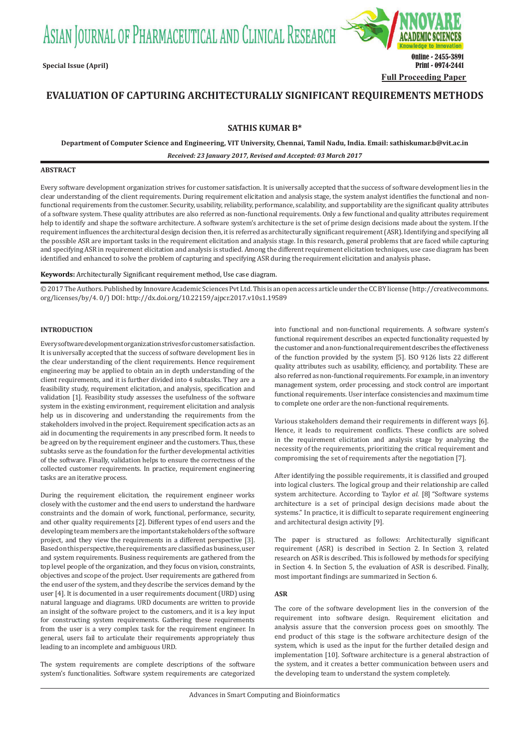Special Issue (April)

Full Proceeding Paper

# EVALUATION OF CAPTURING ARCHITECTURALLY SIGNIFICANT REQUIREMENTS METHODS

**SATHIS KUMAR B***

**Department of Computer Science and Engineering, VIT University, Chennai, Tamil Nadu, India. Email: sathiskumar.b@vit.ac.in**

***Received: 23 January 2017, Revised and Accepted: 03 March 2017***

## ABSTRACT

Every software development organization strives for customer satisfaction. It is universally accepted that the success of software development lies in the clear understanding of the client requirements. During requirement elicitation and analysis stage, the system analyst identifies the functional and non-functional requirements from the customer. Security, usability, reliability, performance, scalability, and supportability are the significant quality attributes of a software system. These quality attributes are also referred as non-functional requirements. Only a few functional and quality attributes requirement help to identify and shape the software architecture. A software system's architecture is the set of prime design decisions made about the system. If the requirement influences the architectural design decision then, it is referred as architecturally significant requirement (ASR). Identifying and specifying all the possible ASR are important tasks in the requirement elicitation and analysis stage. In this research, general problems that are faced while capturing and specifying ASR in requirement elicitation and analysis is studied. Among the different requirement elicitation techniques, use case diagram has been identified and enhanced to solve the problem of capturing and specifying ASR during the requirement elicitation and analysis phase**.**

**Keywords:** Architecturally Significant requirement method, Use case diagram.

© 2017 The Authors. Published by Innovare Academic Sciences Pvt Ltd. This is an open access article under the CC BY license (http://creativecommons.org/licenses/by/4. 0/) DOI: http://dx.doi.org/10.22159/ajpcr.2017.v10s1.19589

## INTRODUCTION

Every software development organization strives for customer satisfaction. It is universally accepted that the success of software development lies in the clear understanding of the client requirements. Hence requirement engineering may be applied to obtain an in depth understanding of the client requirements, and it is further divided into 4 subtasks. They are a feasibility study, requirement elicitation, and analysis, specification and validation [1]. Feasibility study assesses the usefulness of the software system in the existing environment, requirement elicitation and analysis help us in discovering and understanding the requirements from the stakeholders involved in the project. Requirement specification acts as an aid in documenting the requirements in any prescribed form. It needs to be agreed on by the requirement engineer and the customers. Thus, these subtasks serve as the foundation for the further developmental activities of the software. Finally, validation helps to ensure the correctness of the collected customer requirements. In practice, requirement engineering tasks are an iterative process.

During the requirement elicitation, the requirement engineer works closely with the customer and the end users to understand the hardware constraints and the domain of work, functional, performance, security, and other quality requirements [2]. Different types of end users and the developing team members are the important stakeholders of the software project, and they view the requirements in a different perspective [3]. Based on this perspective, the requirements are classified as business, user and system requirements. Business requirements are gathered from the top level people of the organization, and they focus on vision, constraints, objectives and scope of the project. User requirements are gathered from the end user of the system, and they describe the services demand by the user [4]. It is documented in a user requirements document (URD) using natural language and diagrams. URD documents are written to provide an insight of the software project to the customers, and it is a key input for constructing system requirements. Gathering these requirements from the user is a very complex task for the requirement engineer. In general, users fail to articulate their requirements appropriately thus leading to an incomplete and ambiguous URD.

The system requirements are complete descriptions of the software system's functionalities. Software system requirements are categorized into functional and non-functional requirements. A software system's functional requirement describes an expected functionality requested by the customer and a non-functional requirement describes the effectiveness of the function provided by the system [5]. ISO 9126 lists 22 different quality attributes such as usability, efficiency, and portability. These are also referred as non-functional requirements. For example, in an inventory management system, order processing, and stock control are important functional requirements. User interface consistencies and maximum time to complete one order are the non-functional requirements.

Various stakeholders demand their requirements in different ways [6]. Hence, it leads to requirement conflicts. These conflicts are solved in the requirement elicitation and analysis stage by analyzing the necessity of the requirements, prioritizing the critical requirement and compromising the set of requirements after the negotiation [7].

After identifying the possible requirements, it is classified and grouped into logical clusters. The logical group and their relationship are called system architecture. According to Taylor *et al.* [8] "Software systems architecture is a set of principal design decisions made about the systems." In practice, it is difficult to separate requirement engineering and architectural design activity [9].

The paper is structured as follows: Architecturally significant requirement (ASR) is described in Section 2. In Section 3, related research on ASR is described. This is followed by methods for specifying in Section 4. In Section 5, the evaluation of ASR is described. Finally, most important findings are summarized in Section 6.

## ASR

The core of the software development lies in the conversion of the requirement into software design. Requirement elicitation and analysis assure that the conversion process goes on smoothly. The end product of this stage is the software architecture design of the system, which is used as the input for the further detailed design and implementation [10]. Software architecture is a general abstraction of the system, and it creates a better communication between users and the developing team to understand the system completely.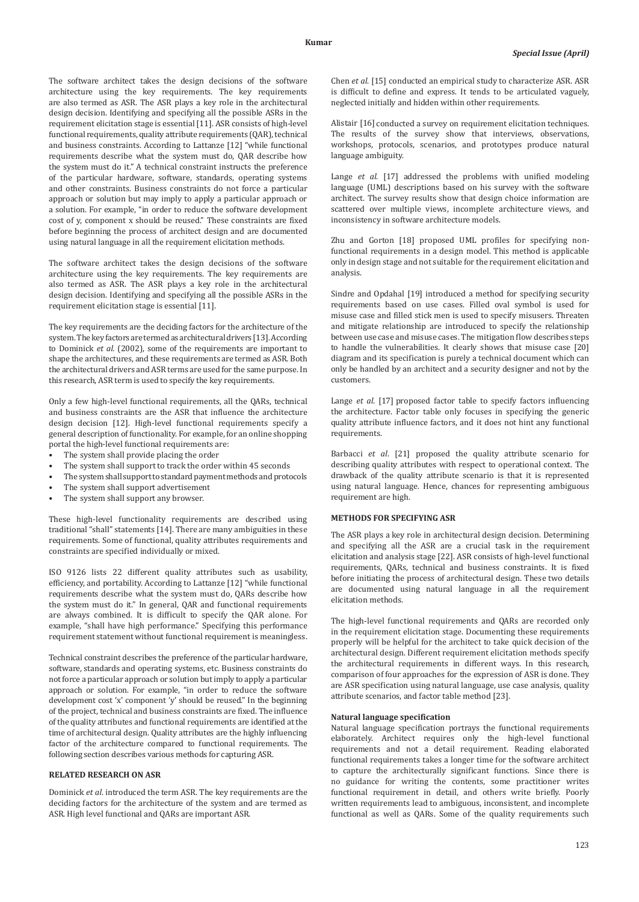The software architect takes the design decisions of the software architecture using the key requirements. The key requirements are also termed as ASR. The ASR plays a key role in the architectural design decision. Identifying and specifying all the possible ASRs in the requirement elicitation stage is essential [11]. ASR consists of high-level functional requirements, quality attribute requirements (QAR), technical and business constraints. According to Lattanze [12] "while functional requirements describe what the system must do, QAR describe how the system must do it." A technical constraint instructs the preference of the particular hardware, software, standards, operating systems and other constraints. Business constraints do not force a particular approach or solution but may imply to apply a particular approach or a solution. For example, "in order to reduce the software development cost of y, component x should be reused." These constraints are fixed before beginning the process of architect design and are documented using natural language in all the requirement elicitation methods.

The software architect takes the design decisions of the software architecture using the key requirements. The key requirements are also termed as ASR. The ASR plays a key role in the architectural design decision. Identifying and specifying all the possible ASRs in the requirement elicitation stage is essential [11].

The key requirements are the deciding factors for the architecture of the system. The key factors are termed as architectural drivers [13]. According to Dominick *et al.* (2002), some of the requirements are important to shape the architectures, and these requirements are termed as ASR. Both the architectural drivers and ASR terms are used for the same purpose. In this research, ASR term is used to specify the key requirements.

Only a few high-level functional requirements, all the QARs, technical and business constraints are the ASR that influence the architecture design decision [12]. High-level functional requirements specify a general description of functionality. For example, for an online shopping portal the high-level functional requirements are:

- The system shall provide placing the order
- The system shall support to track the order within 45 seconds
- The system shall support to standard payment methods and protocols
- The system shall support advertisement
- The system shall support any browser.

These high-level functionality requirements are described using traditional "shall" statements [14]. There are many ambiguities in these requirements. Some of functional, quality attributes requirements and constraints are specified individually or mixed.

ISO 9126 lists 22 different quality attributes such as usability, efficiency, and portability. According to Lattanze [12] "while functional requirements describe what the system must do, QARs describe how the system must do it." In general, QAR and functional requirements are always combined. It is difficult to specify the QAR alone. For example, "shall have high performance." Specifying this performance requirement statement without functional requirement is meaningless.

Technical constraint describes the preference of the particular hardware, software, standards and operating systems, etc. Business constraints do not force a particular approach or solution but imply to apply a particular approach or solution. For example, "in order to reduce the software development cost 'x' component 'y' should be reused." In the beginning of the project, technical and business constraints are fixed. The influence of the quality attributes and functional requirements are identified at the time of architectural design. Quality attributes are the highly influencing factor of the architecture compared to functional requirements. The following section describes various methods for capturing ASR.

## RELATED RESEARCH ON ASR

Dominick *et al*. introduced the term ASR. The key requirements are the deciding factors for the architecture of the system and are termed as ASR. High level functional and QARs are important ASR.

Chen *et al.* [15] conducted an empirical study to characterize ASR. ASR is difficult to define and express. It tends to be articulated vaguely, neglected initially and hidden within other requirements.

Alistair [16] conducted a survey on requirement elicitation techniques. The results of the survey show that interviews, observations, workshops, protocols, scenarios, and prototypes produce natural language ambiguity.

Lange *et al.* [17] addressed the problems with unified modeling language (UML) descriptions based on his survey with the software architect. The survey results show that design choice information are scattered over multiple views, incomplete architecture views, and inconsistency in software architecture models.

Zhu and Gorton [18] proposed UML profiles for specifying non-functional requirements in a design model. This method is applicable only in design stage and not suitable for the requirement elicitation and analysis.

Sindre and Opdahal [19] introduced a method for specifying security requirements based on use cases. Filled oval symbol is used for misuse case and filled stick men is used to specify misusers. Threaten and mitigate relationship are introduced to specify the relationship between use case and misuse cases. The mitigation flow describes steps to handle the vulnerabilities. It clearly shows that misuse case [20] diagram and its specification is purely a technical document which can only be handled by an architect and a security designer and not by the customers.

Lange *et al.* [17] proposed factor table to specify factors influencing the architecture. Factor table only focuses in specifying the generic quality attribute influence factors, and it does not hint any functional requirements.

Barbacci *et al*. [21] proposed the quality attribute scenario for describing quality attributes with respect to operational context. The drawback of the quality attribute scenario is that it is represented using natural language. Hence, chances for representing ambiguous requirement are high.

## METHODS FOR SPECIFYING ASR

The ASR plays a key role in architectural design decision. Determining and specifying all the ASR are a crucial task in the requirement elicitation and analysis stage [22]. ASR consists of high-level functional requirements, QARs, technical and business constraints. It is fixed before initiating the process of architectural design. These two details are documented using natural language in all the requirement elicitation methods.

The high-level functional requirements and QARs are recorded only in the requirement elicitation stage. Documenting these requirements properly will be helpful for the architect to take quick decision of the architectural design. Different requirement elicitation methods specify the architectural requirements in different ways. In this research, comparison of four approaches for the expression of ASR is done. They are ASR specification using natural language, use case analysis, quality attribute scenarios, and factor table method [23].

### Natural language specification

Natural language specification portrays the functional requirements elaborately. Architect requires only the high-level functional requirements and not a detail requirement. Reading elaborated functional requirements takes a longer time for the software architect to capture the architecturally significant functions. Since there is no guidance for writing the contents, some practitioner writes functional requirement in detail, and others write briefly. Poorly written requirements lead to ambiguous, inconsistent, and incomplete functional as well as QARs. Some of the quality requirements such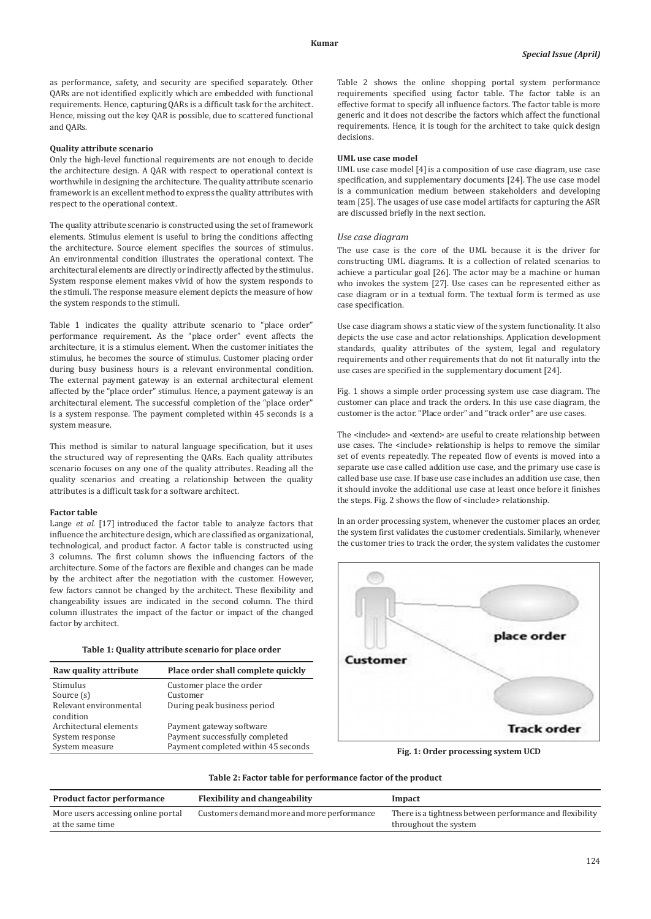as performance, safety, and security are specified separately. Other QARs are not identified explicitly which are embedded with functional requirements. Hence, capturing QARs is a difficult task for the architect. Hence, missing out the key QAR is possible, due to scattered functional and QARs.

**Quality attribute scenario**

Only the high-level functional requirements are not enough to decide the architecture design. A QAR with respect to operational context is worthwhile in designing the architecture. The quality attribute scenario framework is an excellent method to express the quality attributes with respect to the operational context.

The quality attribute scenario is constructed using the set of framework elements. Stimulus element is useful to bring the conditions affecting the architecture. Source element specifies the sources of stimulus. An environmental condition illustrates the operational context. The architectural elements are directly or indirectly affected by the stimulus. System response element makes vivid of how the system responds to the stimuli. The response measure element depicts the measure of how the system responds to the stimuli.

Table 1 indicates the quality attribute scenario to "place order" performance requirement. As the "place order" event affects the architecture, it is a stimulus element. When the customer initiates the stimulus, he becomes the source of stimulus. Customer placing order during busy business hours is a relevant environmental condition. The external payment gateway is an external architectural element affected by the "place order" stimulus. Hence, a payment gateway is an architectural element. The successful completion of the "place order" is a system response. The payment completed within 45 seconds is a system measure.

This method is similar to natural language specification, but it uses the structured way of representing the QARs. Each quality attributes scenario focuses on any one of the quality attributes. Reading all the quality scenarios and creating a relationship between the quality attributes is a difficult task for a software architect.

**Factor table**

Lange *et al.* [17] introduced the factor table to analyze factors that influence the architecture design, which are classified as organizational, technological, and product factor. A factor table is constructed using 3 columns. The first column shows the influencing factors of the architecture. Some of the factors are flexible and changes can be made by the architect after the negotiation with the customer. However, few factors cannot be changed by the architect. These flexibility and changeability issues are indicated in the second column. The third column illustrates the impact of the factor or impact of the changed factor by architect.

**Table 1: Quality attribute scenario for place order**

| Raw quality attribute | Place order shall complete quickly |
|---|---|
| Stimulus | Customer place the order |
| Source (s) | Customer |
| Relevant environmental condition | During peak business period |
| Architectural elements | Payment gateway software |
| System response | Payment successfully completed |
| System measure | Payment completed within 45 seconds |

Table 2 shows the online shopping portal system performance requirements specified using factor table. The factor table is an effective format to specify all influence factors. The factor table is more generic and it does not describe the factors which affect the functional requirements. Hence, it is tough for the architect to take quick design decisions.

**UML use case model**

UML use case model [4] is a composition of use case diagram, use case specification, and supplementary documents [24]. The use case model is a communication medium between stakeholders and developing team [25]. The usages of use case model artifacts for capturing the ASR are discussed briefly in the next section.

*Use case diagram*

The use case is the core of the UML because it is the driver for constructing UML diagrams. It is a collection of related scenarios to achieve a particular goal [26]. The actor may be a machine or human who invokes the system [27]. Use cases can be represented either as case diagram or in a textual form. The textual form is termed as use case specification.

Use case diagram shows a static view of the system functionality. It also depicts the use case and actor relationships. Application development standards, quality attributes of the system, legal and regulatory requirements and other requirements that do not fit naturally into the use cases are specified in the supplementary document [24].

Fig. 1 shows a simple order processing system use case diagram. The customer can place and track the orders. In this use case diagram, the customer is the actor. "Place order" and "track order" are use cases.

The <include> and <extend> are useful to create relationship between use cases. The <include> relationship is helps to remove the similar set of events repeatedly. The repeated flow of events is moved into a separate use case called addition use case, and the primary use case is called base use case. If base use case includes an addition use case, then it should invoke the additional use case at least once before it finishes the steps. Fig. 2 shows the flow of <include> relationship.

In an order processing system, whenever the customer places an order, the system first validates the customer credentials. Similarly, whenever the customer tries to track the order, the system validates the customer

**Fig. 1: Order processing system UCD**

**Table 2: Factor table for performance factor of the product**

| Product factor performance | Flexibility and changeability | Impact |
|---|---|---|
| More users accessing online portal at the same time | Customers demand more and more performance | There is a tightness between performance and flexibility throughout the system |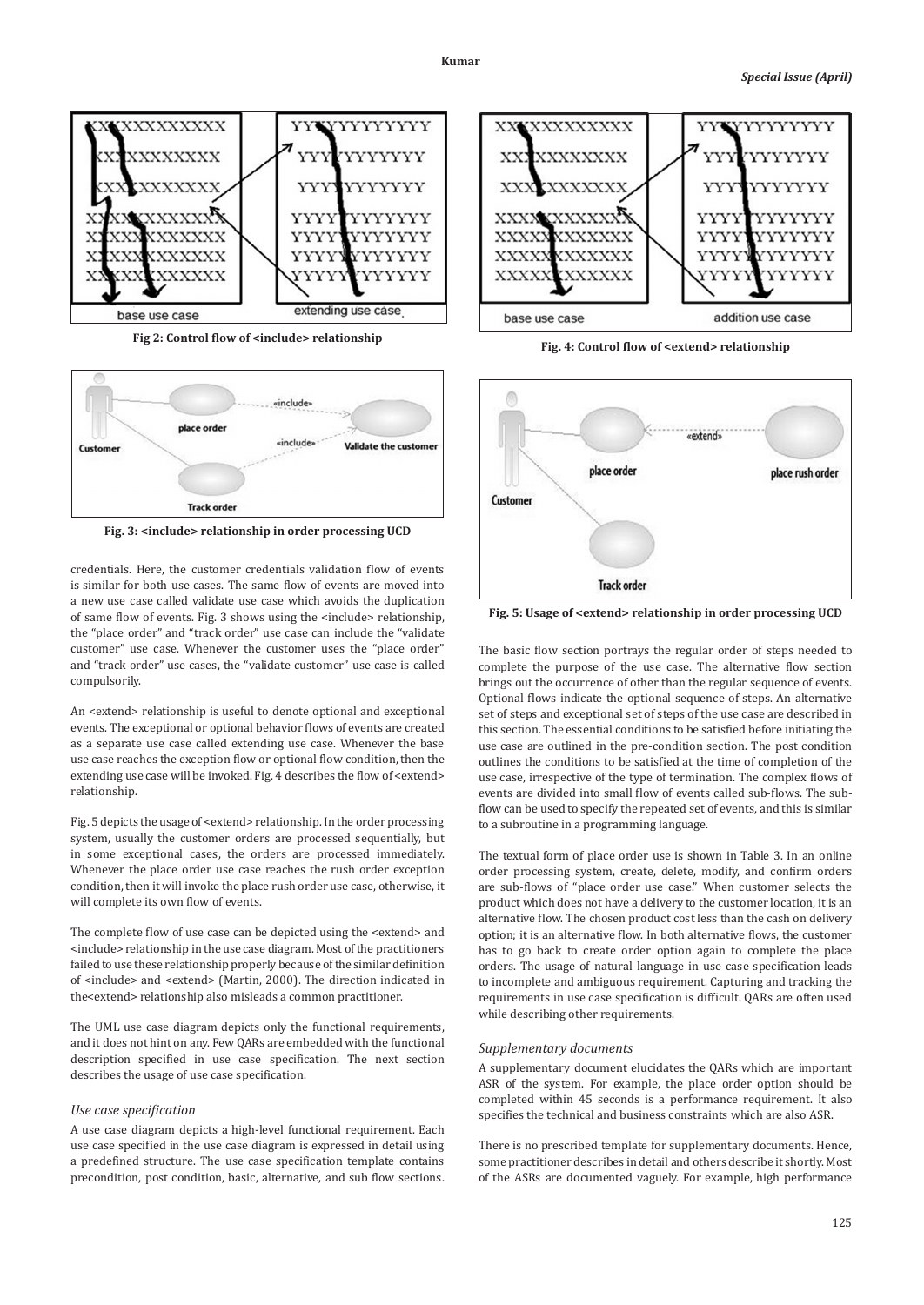Fig 2: Control flow of <include> relationship

Fig. 3: <include> relationship in order processing UCD

credentials. Here, the customer credentials validation flow of events is similar for both use cases. The same flow of events are moved into a new use case called validate use case which avoids the duplication of same flow of events. Fig. 3 shows using the <include> relationship, the "place order" and "track order" use case can include the "validate customer" use case. Whenever the customer uses the "place order" and "track order" use cases, the "validate customer" use case is called compulsorily.

An <extend> relationship is useful to denote optional and exceptional events. The exceptional or optional behavior flows of events are created as a separate use case called extending use case. Whenever the base use case reaches the exception flow or optional flow condition, then the extending use case will be invoked. Fig. 4 describes the flow of <extend> relationship.

Fig. 5 depicts the usage of <extend> relationship. In the order processing system, usually the customer orders are processed sequentially, but in some exceptional cases, the orders are processed immediately. Whenever the place order use case reaches the rush order exception condition, then it will invoke the place rush order use case, otherwise, it will complete its own flow of events.

The complete flow of use case can be depicted using the <extend> and <include> relationship in the use case diagram. Most of the practitioners failed to use these relationship properly because of the similar definition of <include> and <extend> (Martin, 2000). The direction indicated in the<extend> relationship also misleads a common practitioner.

The UML use case diagram depicts only the functional requirements, and it does not hint on any. Few QARs are embedded with the functional description specified in use case specification. The next section describes the usage of use case specification.

### *Use case specification*

A use case diagram depicts a high-level functional requirement. Each use case specified in the use case diagram is expressed in detail using a predefined structure. The use case specification template contains precondition, post condition, basic, alternative, and sub flow sections.

Fig. 4: Control flow of <extend> relationship

Fig. 5: Usage of <extend> relationship in order processing UCD

The basic flow section portrays the regular order of steps needed to complete the purpose of the use case. The alternative flow section brings out the occurrence of other than the regular sequence of events. Optional flows indicate the optional sequence of steps. An alternative set of steps and exceptional set of steps of the use case are described in this section. The essential conditions to be satisfied before initiating the use case are outlined in the pre-condition section. The post condition outlines the conditions to be satisfied at the time of completion of the use case, irrespective of the type of termination. The complex flows of events are divided into small flow of events called sub-flows. The sub-flow can be used to specify the repeated set of events, and this is similar to a subroutine in a programming language.

The textual form of place order use is shown in Table 3. In an online order processing system, create, delete, modify, and confirm orders are sub-flows of "place order use case." When customer selects the product which does not have a delivery to the customer location, it is an alternative flow. The chosen product cost less than the cash on delivery option; it is an alternative flow. In both alternative flows, the customer has to go back to create order option again to complete the place orders. The usage of natural language in use case specification leads to incomplete and ambiguous requirement. Capturing and tracking the requirements in use case specification is difficult. QARs are often used while describing other requirements.

### *Supplementary documents*

A supplementary document elucidates the QARs which are important ASR of the system. For example, the place order option should be completed within 45 seconds is a performance requirement. It also specifies the technical and business constraints which are also ASR.

There is no prescribed template for supplementary documents. Hence, some practitioner describes in detail and others describe it shortly. Most of the ASRs are documented vaguely. For example, high performance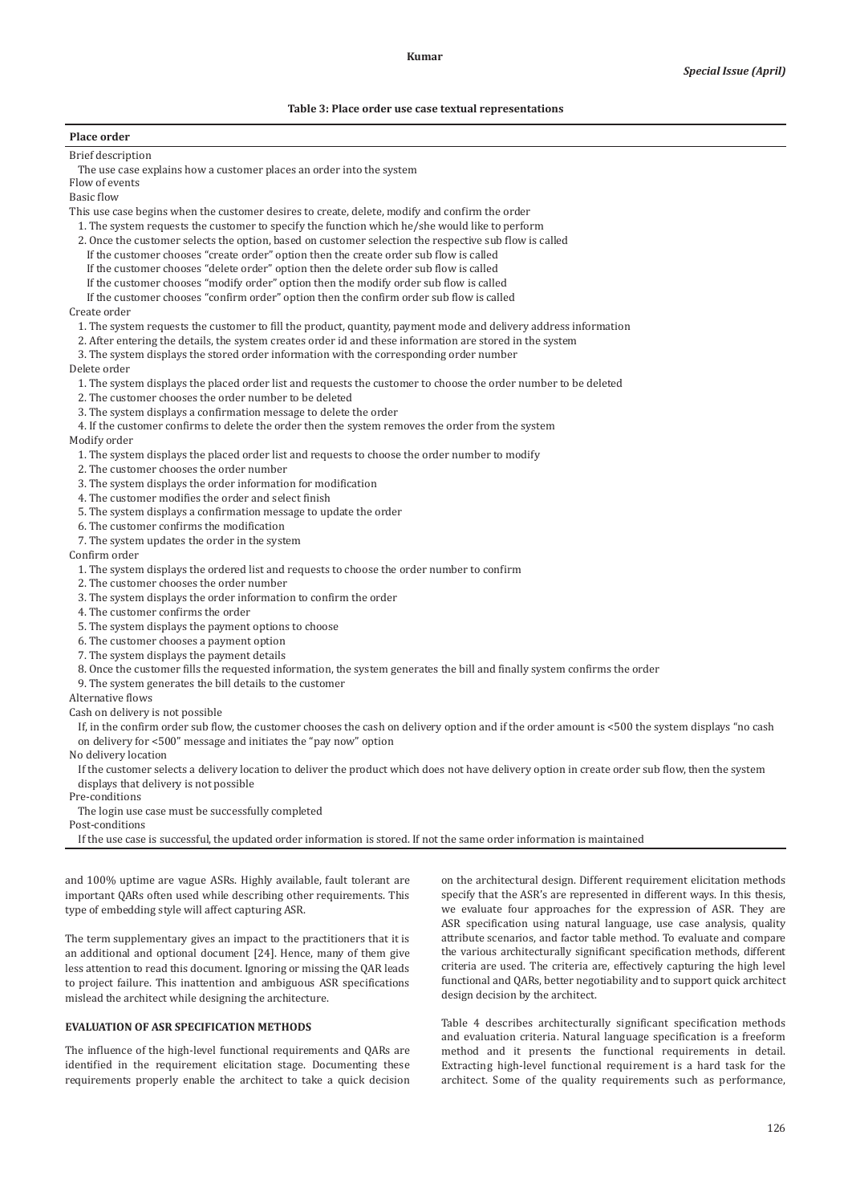**Table 3: Place order use case textual representations**

| Place order |
|---|
| Brief description |
| The use case explains how a customer places an order into the system |
| Flow of events |
| Basic flow |
| This use case begins when the customer desires to create, delete, modify and confirm the order |
| 1. The system requests the customer to specify the function which he/she would like to perform |
| 2. Once the customer selects the option, based on customer selection the respective sub flow is called |
| If the customer chooses "create order" option then the create order sub flow is called |
| If the customer chooses "delete order" option then the delete order sub flow is called |
| If the customer chooses "modify order" option then the modify order sub flow is called |
| If the customer chooses "confirm order" option then the confirm order sub flow is called |
| Create order |
| 1. The system requests the customer to fill the product, quantity, payment mode and delivery address information |
| 2. After entering the details, the system creates order id and these information are stored in the system |
| 3. The system displays the stored order information with the corresponding order number |
| Delete order |
| 1. The system displays the placed order list and requests the customer to choose the order number to be deleted |
| 2. The customer chooses the order number to be deleted |
| 3. The system displays a confirmation message to delete the order |
| 4. If the customer confirms to delete the order then the system removes the order from the system |
| Modify order |
| 1. The system displays the placed order list and requests to choose the order number to modify |
| 2. The customer chooses the order number |
| 3. The system displays the order information for modification |
| 4. The customer modifies the order and select finish |
| 5. The system displays a confirmation message to update the order |
| 6. The customer confirms the modification |
| 7. The system updates the order in the system |
| Confirm order |
| 1. The system displays the ordered list and requests to choose the order number to confirm |
| 2. The customer chooses the order number |
| 3. The system displays the order information to confirm the order |
| 4. The customer confirms the order |
| 5. The system displays the payment options to choose |
| 6. The customer chooses a payment option |
| 7. The system displays the payment details |
| 8. Once the customer fills the requested information, the system generates the bill and finally system confirms the order |
| 9. The system generates the bill details to the customer |
| Alternative flows |
| Cash on delivery is not possible |
| If, in the confirm order sub flow, the customer chooses the cash on delivery option and if the order amount is <500 the system displays "no cash on delivery for <500" message and initiates the "pay now" option |
| No delivery location |
| If the customer selects a delivery location to deliver the product which does not have delivery option in create order sub flow, then the system displays that delivery is not possible |
| Pre-conditions |
| The login use case must be successfully completed |
| Post-conditions |
| If the use case is successful, the updated order information is stored. If not the same order information is maintained |

and 100% uptime are vague ASRs. Highly available, fault tolerant are important QARs often used while describing other requirements. This type of embedding style will affect capturing ASR.

The term supplementary gives an impact to the practitioners that it is an additional and optional document [24]. Hence, many of them give less attention to read this document. Ignoring or missing the QAR leads to project failure. This inattention and ambiguous ASR specifications mislead the architect while designing the architecture.

## EVALUATION OF ASR SPECIFICATION METHODS

The influence of the high-level functional requirements and QARs are identified in the requirement elicitation stage. Documenting these requirements properly enable the architect to take a quick decision on the architectural design. Different requirement elicitation methods specify that the ASR's are represented in different ways. In this thesis, we evaluate four approaches for the expression of ASR. They are ASR specification using natural language, use case analysis, quality attribute scenarios, and factor table method. To evaluate and compare the various architecturally significant specification methods, different criteria are used. The criteria are, effectively capturing the high level functional and QARs, better negotiability and to support quick architect design decision by the architect.

Table 4 describes architecturally significant specification methods and evaluation criteria. Natural language specification is a freeform method and it presents the functional requirements in detail. Extracting high-level functional requirement is a hard task for the architect. Some of the quality requirements such as performance,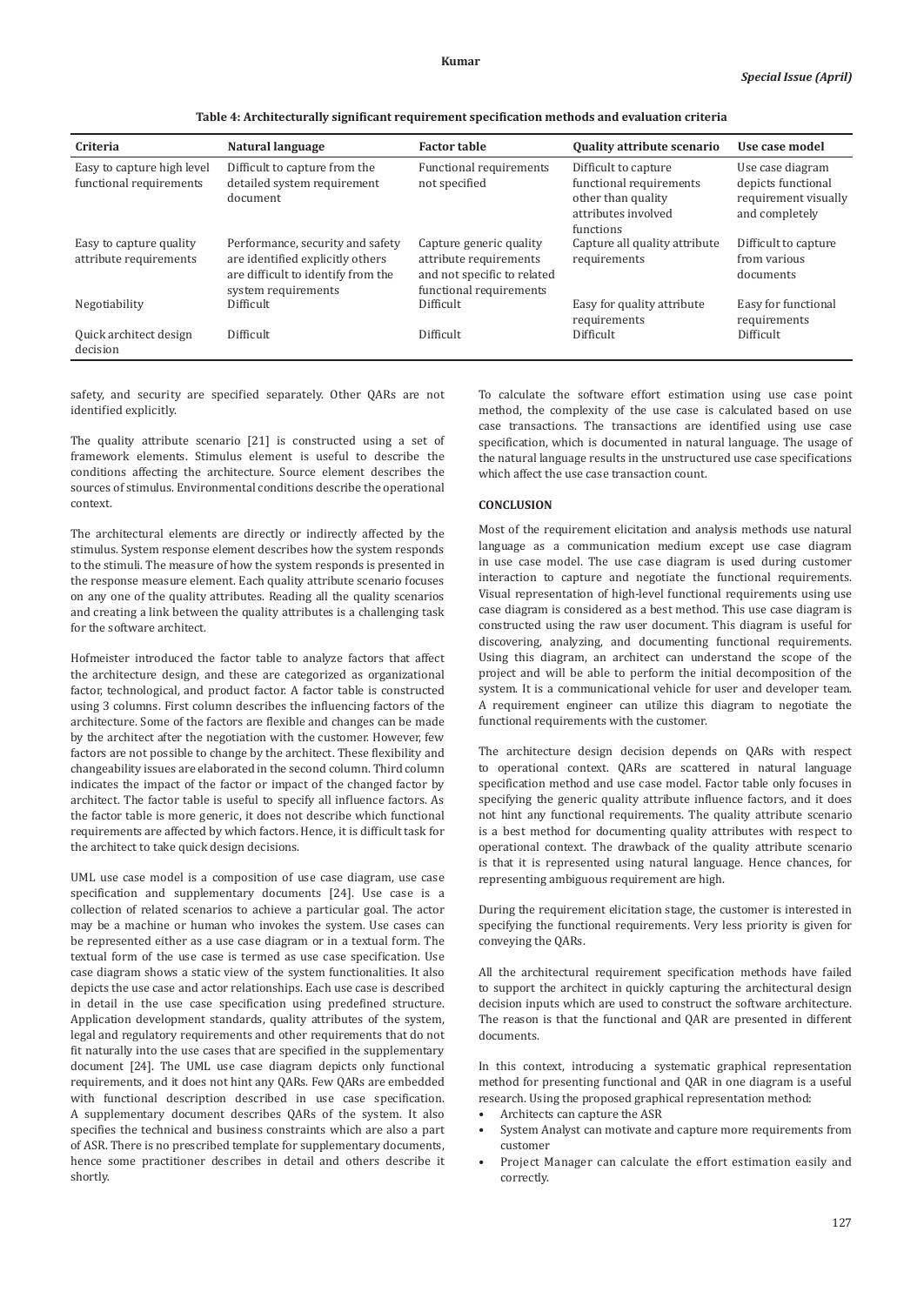**Table 4: Architecturally significant requirement specification methods and evaluation criteria**

| Criteria | Natural language | Factor table | Quality attribute scenario | Use case model |
|---|---|---|---|---|
| Easy to capture high level functional requirements | Difficult to capture from the detailed system requirement document | Functional requirements not specified | Difficult to capture functional requirements other than quality attributes involved functions | Use case diagram depicts functional requirement visually and completely |
| Easy to capture quality attribute requirements | Performance, security and safety are identified explicitly others are difficult to identify from the system requirements | Capture generic quality attribute requirements and not specific to related functional requirements | Capture all quality attribute requirements | Difficult to capture from various documents |
| Negotiability | Difficult | Difficult | Easy for quality attribute requirements | Easy for functional requirements |
| Quick architect design decision | Difficult | Difficult | Difficult | Difficult |

safety, and security are specified separately. Other QARs are not identified explicitly.

The quality attribute scenario [21] is constructed using a set of framework elements. Stimulus element is useful to describe the conditions affecting the architecture. Source element describes the sources of stimulus. Environmental conditions describe the operational context.

The architectural elements are directly or indirectly affected by the stimulus. System response element describes how the system responds to the stimuli. The measure of how the system responds is presented in the response measure element. Each quality attribute scenario focuses on any one of the quality attributes. Reading all the quality scenarios and creating a link between the quality attributes is a challenging task for the software architect.

Hofmeister introduced the factor table to analyze factors that affect the architecture design, and these are categorized as organizational factor, technological, and product factor. A factor table is constructed using 3 columns. First column describes the influencing factors of the architecture. Some of the factors are flexible and changes can be made by the architect after the negotiation with the customer. However, few factors are not possible to change by the architect. These flexibility and changeability issues are elaborated in the second column. Third column indicates the impact of the factor or impact of the changed factor by architect. The factor table is useful to specify all influence factors. As the factor table is more generic, it does not describe which functional requirements are affected by which factors. Hence, it is difficult task for the architect to take quick design decisions.

UML use case model is a composition of use case diagram, use case specification and supplementary documents [24]. Use case is a collection of related scenarios to achieve a particular goal. The actor may be a machine or human who invokes the system. Use cases can be represented either as a use case diagram or in a textual form. The textual form of the use case is termed as use case specification. Use case diagram shows a static view of the system functionalities. It also depicts the use case and actor relationships. Each use case is described in detail in the use case specification using predefined structure. Application development standards, quality attributes of the system, legal and regulatory requirements and other requirements that do not fit naturally into the use cases that are specified in the supplementary document [24]. The UML use case diagram depicts only functional requirements, and it does not hint any QARs. Few QARs are embedded with functional description described in use case specification. A supplementary document describes QARs of the system. It also specifies the technical and business constraints which are also a part of ASR. There is no prescribed template for supplementary documents, hence some practitioner describes in detail and others describe it shortly.

To calculate the software effort estimation using use case point method, the complexity of the use case is calculated based on use case transactions. The transactions are identified using use case specification, which is documented in natural language. The usage of the natural language results in the unstructured use case specifications which affect the use case transaction count.

## CONCLUSION

Most of the requirement elicitation and analysis methods use natural language as a communication medium except use case diagram in use case model. The use case diagram is used during customer interaction to capture and negotiate the functional requirements. Visual representation of high-level functional requirements using use case diagram is considered as a best method. This use case diagram is constructed using the raw user document. This diagram is useful for discovering, analyzing, and documenting functional requirements. Using this diagram, an architect can understand the scope of the project and will be able to perform the initial decomposition of the system. It is a communicational vehicle for user and developer team. A requirement engineer can utilize this diagram to negotiate the functional requirements with the customer.

The architecture design decision depends on QARs with respect to operational context. QARs are scattered in natural language specification method and use case model. Factor table only focuses in specifying the generic quality attribute influence factors, and it does not hint any functional requirements. The quality attribute scenario is a best method for documenting quality attributes with respect to operational context. The drawback of the quality attribute scenario is that it is represented using natural language. Hence chances, for representing ambiguous requirement are high.

During the requirement elicitation stage, the customer is interested in specifying the functional requirements. Very less priority is given for conveying the QARs.

All the architectural requirement specification methods have failed to support the architect in quickly capturing the architectural design decision inputs which are used to construct the software architecture. The reason is that the functional and QAR are presented in different documents.

In this context, introducing a systematic graphical representation method for presenting functional and QAR in one diagram is a useful research. Using the proposed graphical representation method:

- Architects can capture the ASR
- System Analyst can motivate and capture more requirements from customer
- Project Manager can calculate the effort estimation easily and correctly.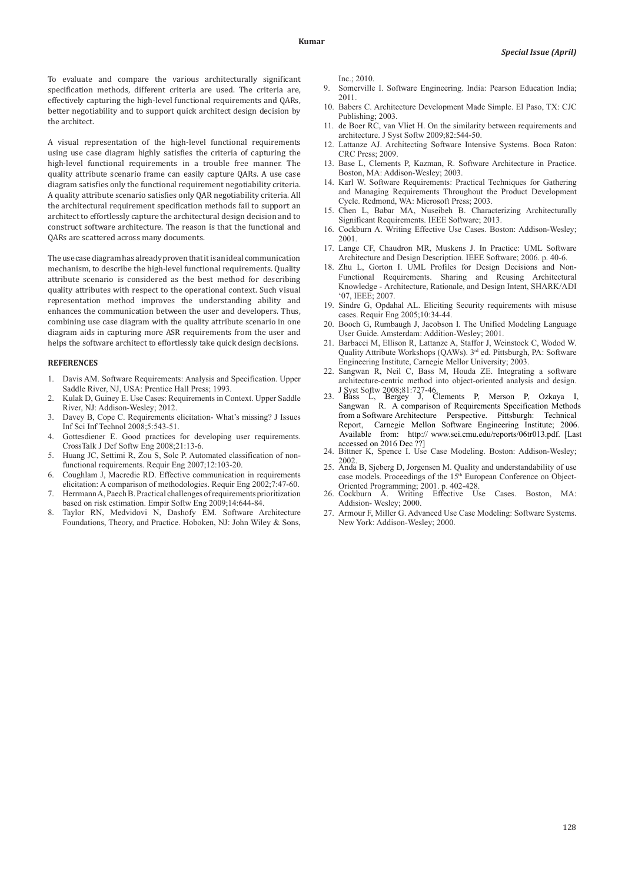To evaluate and compare the various architecturally significant specification methods, different criteria are used. The criteria are, effectively capturing the high-level functional requirements and QARs, better negotiability and to support quick architect design decision by the architect.

A visual representation of the high-level functional requirements using use case diagram highly satisfies the criteria of capturing the high-level functional requirements in a trouble free manner. The quality attribute scenario frame can easily capture QARs. A use case diagram satisfies only the functional requirement negotiability criteria. A quality attribute scenario satisfies only QAR negotiability criteria. All the architectural requirement specification methods fail to support an architect to effortlessly capture the architectural design decision and to construct software architecture. The reason is that the functional and QARs are scattered across many documents.

The use case diagram has already proven that it is an ideal communication mechanism, to describe the high-level functional requirements. Quality attribute scenario is considered as the best method for describing quality attributes with respect to the operational context. Such visual representation method improves the understanding ability and enhances the communication between the user and developers. Thus, combining use case diagram with the quality attribute scenario in one diagram aids in capturing more ASR requirements from the user and helps the software architect to effortlessly take quick design decisions.

## REFERENCES

1. Davis AM. Software Requirements: Analysis and Specification. Upper Saddle River, NJ, USA: Prentice Hall Press; 1993.
2. Kulak D, Guiney E. Use Cases: Requirements in Context. Upper Saddle River, NJ: Addison-Wesley; 2012.
3. Davey B, Cope C. Requirements elicitation- What's missing? J Issues Inf Sci Inf Technol 2008;5:543-51.
4. Gottesdiener E. Good practices for developing user requirements. CrossTalk J Def Softw Eng 2008;21:13-6.
5. Huang JC, Settimi R, Zou S, Solc P. Automated classification of non-functional requirements. Requir Eng 2007;12:103-20.
6. Coughlam J, Macredie RD. Effective communication in requirements elicitation: A comparison of methodologies. Requir Eng 2002;7:47-60.
7. Herrmann A, Paech B. Practical challenges of requirements prioritization based on risk estimation. Empir Softw Eng 2009;14:644-84.
8. Taylor RN, Medvidovi N, Dashofy EM. Software Architecture Foundations, Theory, and Practice. Hoboken, NJ: John Wiley & Sons, Inc.; 2010.
9. Somerville I. Software Engineering. India: Pearson Education India; 2011.
10. Babers C. Architecture Development Made Simple. El Paso, TX: CJC Publishing; 2003.
11. de Boer RC, van Vliet H. On the similarity between requirements and architecture. J Syst Softw 2009;82:544-50.
12. Lattanze AJ. Architecting Software Intensive Systems. Boca Raton: CRC Press; 2009.
13. Base L, Clements P, Kazman, R. Software Architecture in Practice. Boston, MA: Addison-Wesley; 2003.
14. Karl W. Software Requirements: Practical Techniques for Gathering and Managing Requirements Throughout the Product Development Cycle. Redmond, WA: Microsoft Press; 2003.
15. Chen L, Babar MA, Nuseibeh B. Characterizing Architecturally Significant Requirements. IEEE Software; 2013.
16. Cockburn A. Writing Effective Use Cases. Boston: Addison-Wesley; 2001.
17. Lange CF, Chaudron MR, Muskens J. In Practice: UML Software Architecture and Design Description. IEEE Software; 2006. p. 40-6.
18. Zhu L, Gorton I. UML Profiles for Design Decisions and Non-Functional Requirements. Sharing and Reusing Architectural Knowledge - Architecture, Rationale, and Design Intent, SHARK/ADI '07, IEEE; 2007.
19. Sindre G, Opdahal AL. Eliciting Security requirements with misuse cases. Requir Eng 2005;10:34-44.
20. Booch G, Rumbaugh J, Jacobson I. The Unified Modeling Language User Guide. Amsterdam: Addition-Wesley; 2001.
21. Barbacci M, Ellison R, Lattanze A, Staffor J, Weinstock C, Wodod W. Quality Attribute Workshops (QAWs). 3rd ed. Pittsburgh, PA: Software Engineering Institute, Carnegie Mellor University; 2003.
22. Sangwan R, Neil C, Bass M, Houda ZE. Integrating a software architecture-centric method into object-oriented analysis and design. J Syst Softw 2008;81:727-46.
23. Bass L, Bergey J, Clements P, Merson P, Ozkaya I, Sangwan R. A comparison of Requirements Specification Methods from a Software Architecture Perspective. Pittsburgh: Technical Report, Carnegie Mellon Software Engineering Institute; 2006. Available from: http:// www.sei.cmu.edu/reports/06tr013.pdf. [Last accessed on 2016 Dec ??]
24. Bittner K, Spence I. Use Case Modeling. Boston: Addison-Wesley; 2002.
25. Anda B, Sjeberg D, Jorgensen M. Quality and understandability of use case models. Proceedings of the 15th European Conference on Object-Oriented Programming; 2001. p. 402-428.
26. Cockburn A. Writing Effective Use Cases. Boston, MA: Addision- Wesley; 2000.
27. Armour F, Miller G. Advanced Use Case Modeling: Software Systems. New York: Addison-Wesley; 2000.